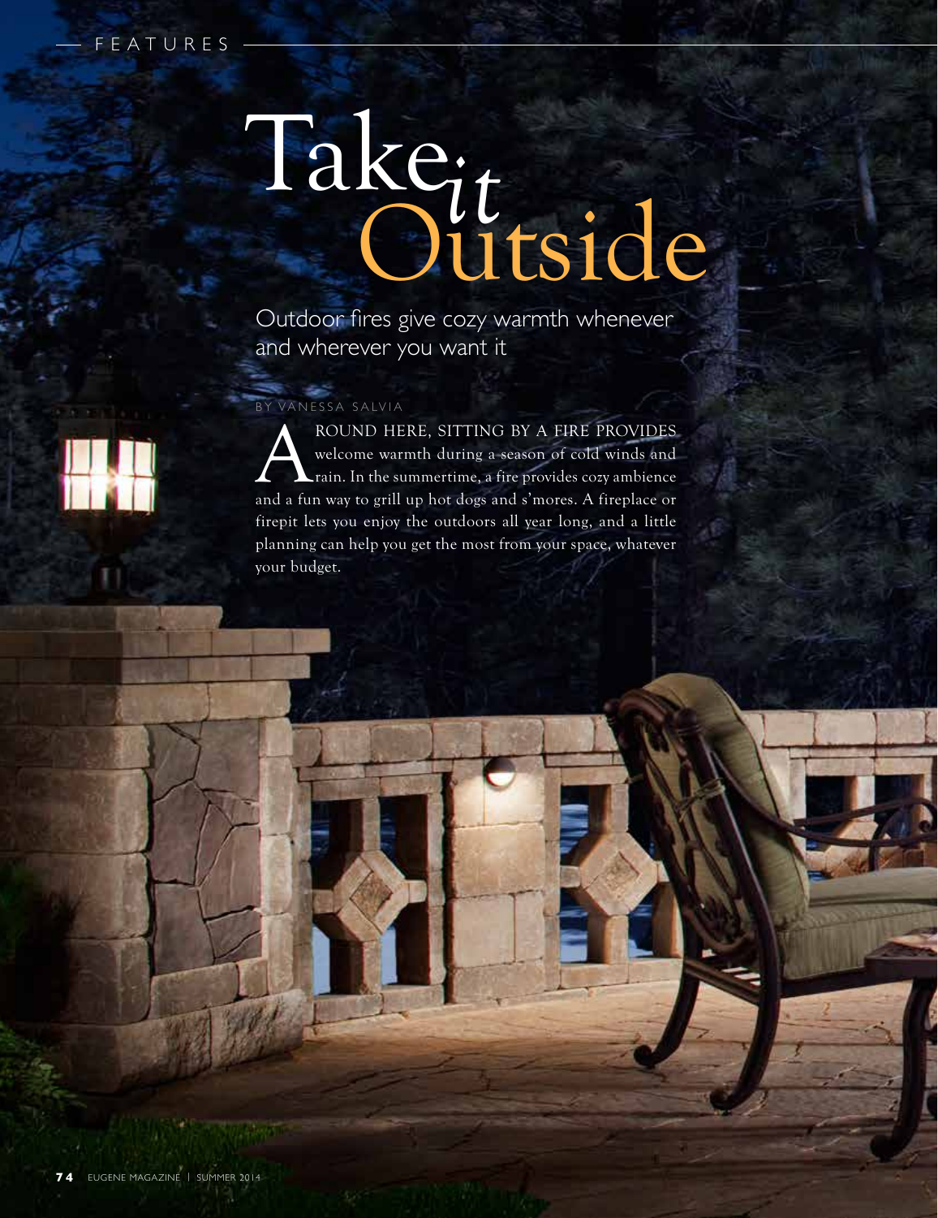# Take *it* Outside

Outdoor fires give cozy warmth whenever and wherever you want it

BY VANESSA SALVIA

AROUND HERE, SITTING BY A FIRE PROVIDES welcome warmth during a season of cold winds and rain. In the summertime, a fire provides cozy ambience and a fun way to grill up hot dogs and s'mores. A fireplace or firepit lets you enjoy the outdoors all year long, and a little planning can help you get the most from your space, whatever your budget.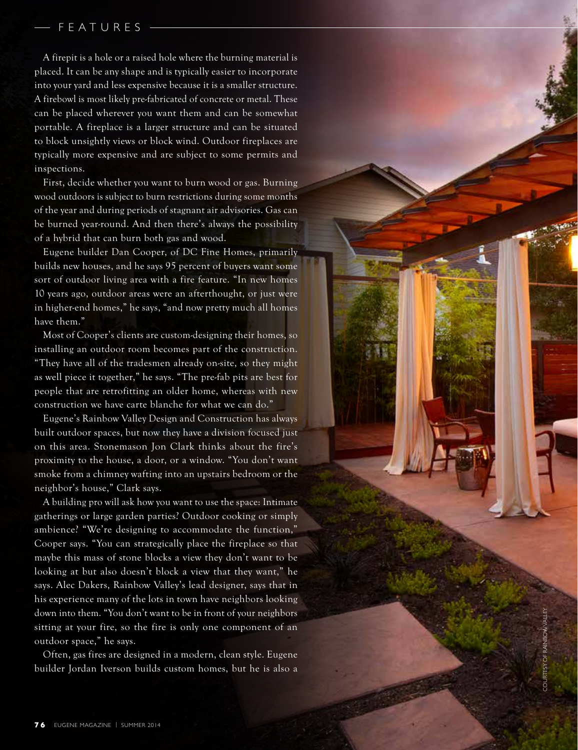A firepit is a hole or a raised hole where the burning material is placed. It can be any shape and is typically easier to incorporate into your yard and less expensive because it is a smaller structure. A firebowl is most likely pre-fabricated of concrete or metal. These can be placed wherever you want them and can be somewhat portable. A fireplace is a larger structure and can be situated to block unsightly views or block wind. Outdoor fireplaces are typically more expensive and are subject to some permits and inspections.

First, decide whether you want to burn wood or gas. Burning wood outdoors is subject to burn restrictions during some months of the year and during periods of stagnant air advisories. Gas can be burned year-round. And then there's always the possibility of a hybrid that can burn both gas and wood.

Eugene builder Dan Cooper, of DC Fine Homes, primarily builds new houses, and he says 95 percent of buyers want some sort of outdoor living area with a fire feature. "In new homes 10 years ago, outdoor areas were an afterthought, or just were in higher-end homes," he says, "and now pretty much all homes have them."

Most of Cooper's clients are custom-designing their homes, so installing an outdoor room becomes part of the construction. "They have all of the tradesmen already on-site, so they might as well piece it together," he says. "The pre-fab pits are best for people that are retrofitting an older home, whereas with new construction we have carte blanche for what we can do."

Eugene's Rainbow Valley Design and Construction has always built outdoor spaces, but now they have a division focused just on this area. Stonemason Jon Clark thinks about the fire's proximity to the house, a door, or a window. "You don't want smoke from a chimney wafting into an upstairs bedroom or the neighbor's house," Clark says.

A building pro will ask how you want to use the space: Intimate gatherings or large garden parties? Outdoor cooking or simply ambience? "We're designing to accommodate the function," Cooper says. "You can strategically place the fireplace so that maybe this mass of stone blocks a view they don't want to be looking at but also doesn't block a view that they want," he says. Alec Dakers, Rainbow Valley's lead designer, says that in his experience many of the lots in town have neighbors looking down into them. "You don't want to be in front of your neighbors sitting at your fire, so the fire is only one component of an outdoor space," he says.

Often, gas fires are designed in a modern, clean style. Eugene builder Jordan Iverson builds custom homes, but he is also a

COURTESY OF RAINBOW VALLEY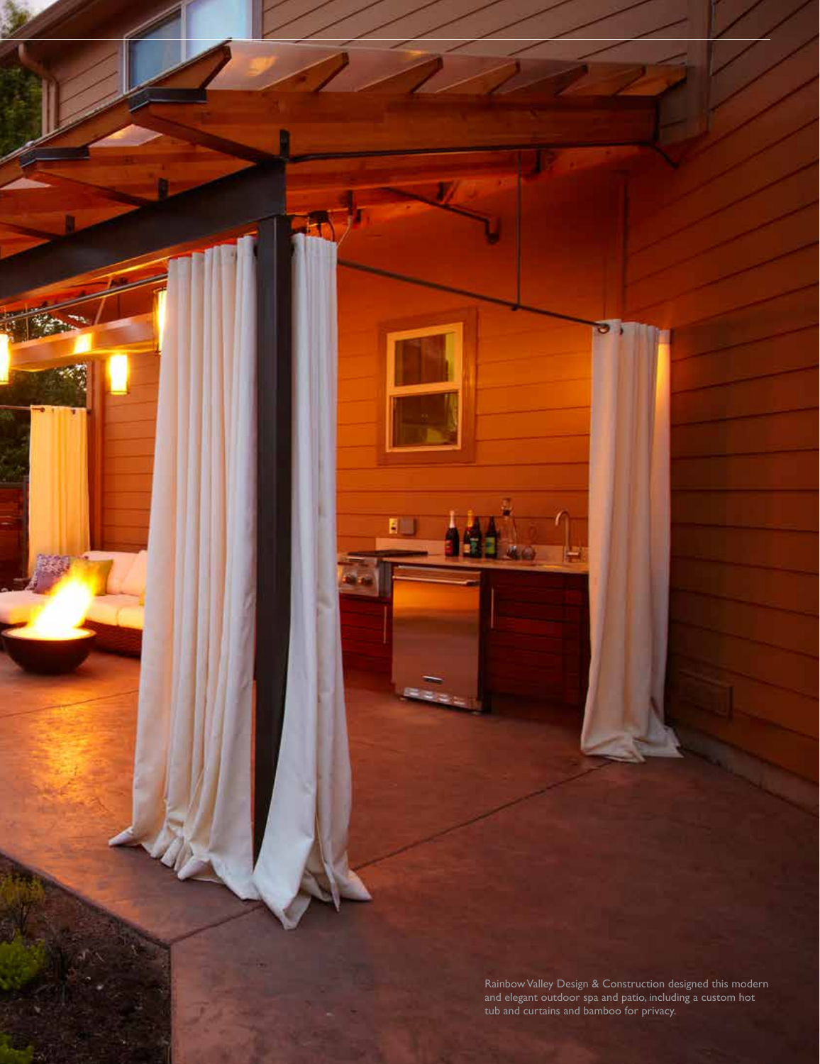Rainbow Valley Design & Construction designed this modern and elegant outdoor spa and patio, including a custom hot tub and curtains and bamboo for privacy.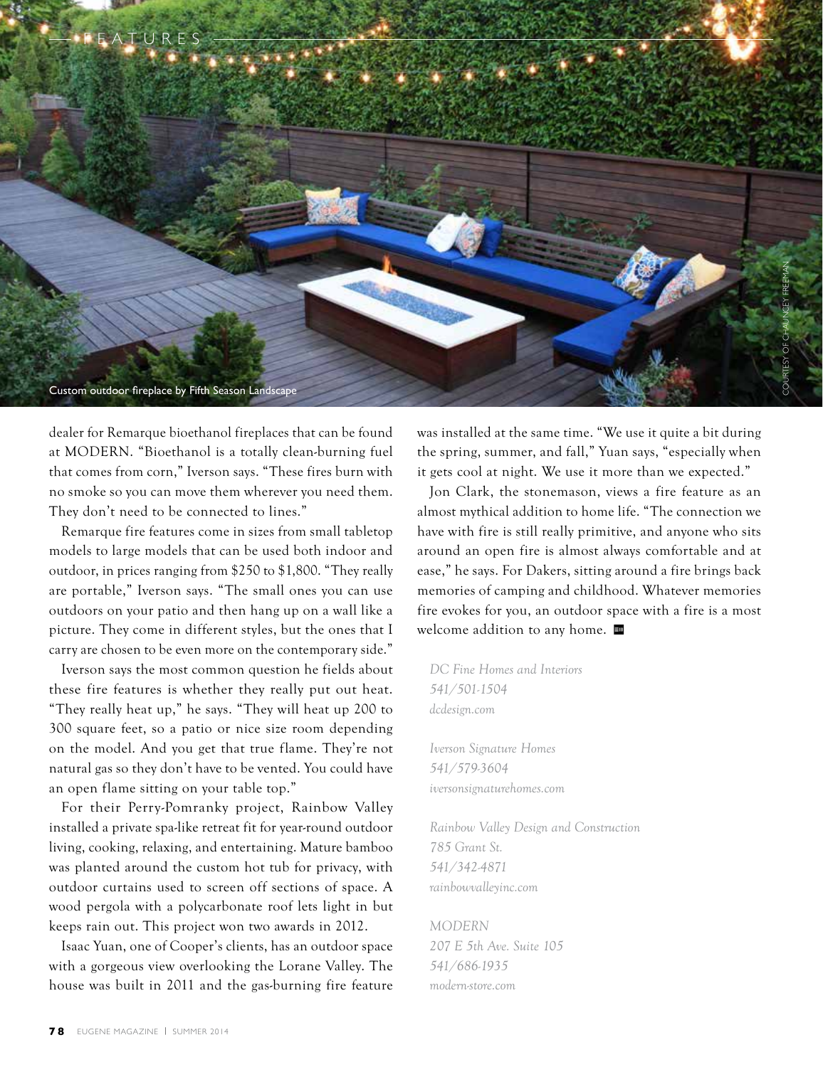Custom outdoor fireplace by Fifth Season Landscape

COURTESY OF CHAUNCEY FREEMAN

dealer for Remarque bioethanol fireplaces that can be found at MODERN. "Bioethanol is a totally clean-burning fuel that comes from corn," Iverson says. "These fires burn with no smoke so you can move them wherever you need them. They don't need to be connected to lines."

Remarque fire features come in sizes from small tabletop models to large models that can be used both indoor and outdoor, in prices ranging from $250 to $1,800. "They really are portable," Iverson says. "The small ones you can use outdoors on your patio and then hang up on a wall like a picture. They come in different styles, but the ones that I carry are chosen to be even more on the contemporary side."

Iverson says the most common question he fields about these fire features is whether they really put out heat. "They really heat up," he says. "They will heat up 200 to 300 square feet, so a patio or nice size room depending on the model. And you get that true flame. They're not natural gas so they don't have to be vented. You could have an open flame sitting on your table top."

For their Perry-Pomranky project, Rainbow Valley installed a private spa-like retreat fit for year-round outdoor living, cooking, relaxing, and entertaining. Mature bamboo was planted around the custom hot tub for privacy, with outdoor curtains used to screen off sections of space. A wood pergola with a polycarbonate roof lets light in but keeps rain out. This project won two awards in 2012.

Isaac Yuan, one of Cooper's clients, has an outdoor space with a gorgeous view overlooking the Lorane Valley. The house was built in 2011 and the gas-burning fire feature was installed at the same time. "We use it quite a bit during the spring, summer, and fall," Yuan says, "especially when it gets cool at night. We use it more than we expected."

Jon Clark, the stonemason, views a fire feature as an almost mythical addition to home life. "The connection we have with fire is still really primitive, and anyone who sits around an open fire is almost always comfortable and at ease," he says. For Dakers, sitting around a fire brings back memories of camping and childhood. Whatever memories fire evokes for you, an outdoor space with a fire is a most welcome addition to any home.

*DC Fine Homes and Interiors*
*541/501-1504*
*dcdesign.com*

*Iverson Signature Homes*
*541/579-3604*
*iversonsignaturehomes.com*

*Rainbow Valley Design and Construction*
*785 Grant St.*
*541/342-4871*
*rainbowvalleyinc.com*

*MODERN*
*207 E 5th Ave. Suite 105*
*541/686-1935*
*modern-store.com*